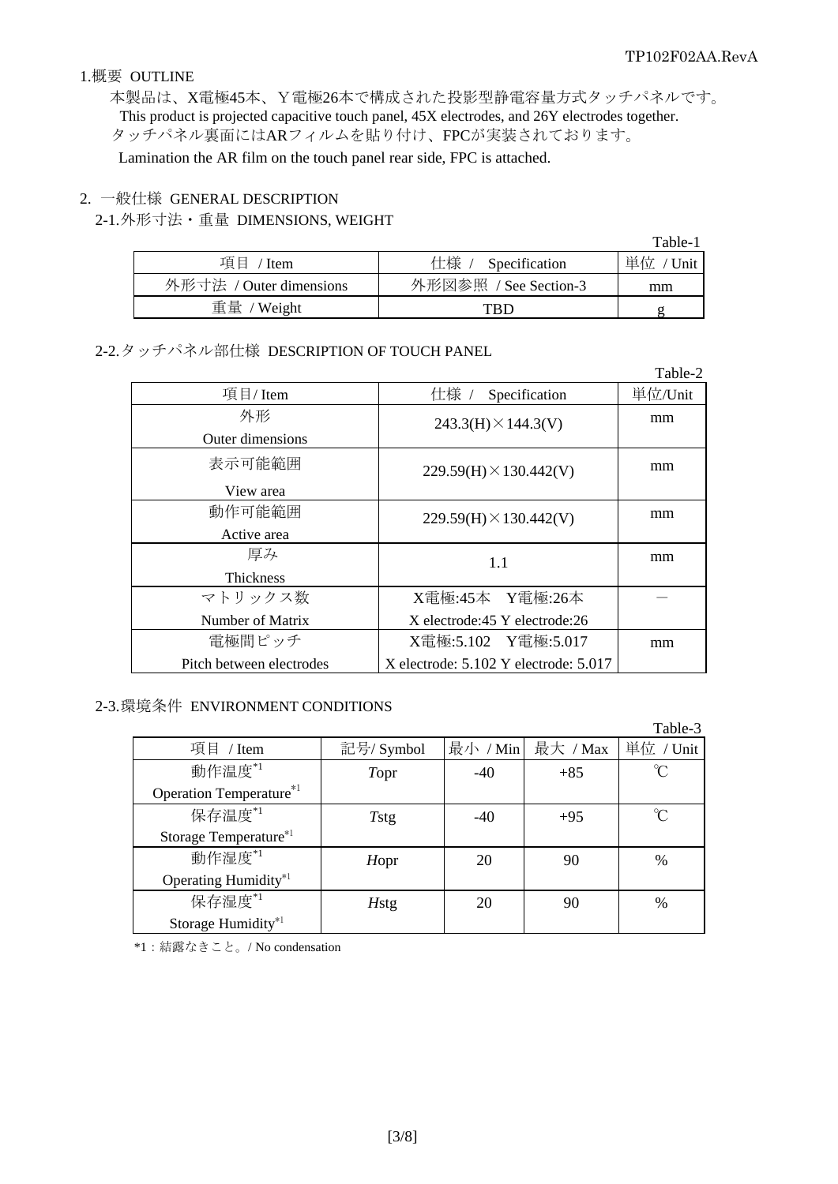## 1.概要 OUTLINE

本製品は、X電極45本、Y電極26本で構成された投影型静電容量方式タッチパネルです。
This product is projected capacitive touch panel, 45X electrodes, and 26Y electrodes together.
タッチパネル裏面にはARフィルムを貼り付け、FPCが実装されております。
Lamination the AR film on the touch panel rear side, FPC is attached.

## 2. 一般仕様 GENERAL DESCRIPTION

### 2-1.外形寸法・重量 DIMENSIONS, WEIGHT

Table-1

| 項目 / Item | 仕様 / Specification | 単位 / Unit |
|---|---|---|
| 外形寸法 / Outer dimensions | 外形図参照 / See Section-3 | mm |
| 重量 / Weight | TBD | g |

### 2-2.タッチパネル部仕様 DESCRIPTION OF TOUCH PANEL

Table-2

| 項目/ Item | 仕様 / Specification | 単位/Unit |
|---|---|---|
| 外形<br>Outer dimensions | 243.3(H)×144.3(V) | mm |
| 表示可能範囲<br>View area | 229.59(H)×130.442(V) | mm |
| 動作可能範囲<br>Active area | 229.59(H)×130.442(V) | mm |
| 厚み<br>Thickness | 1.1 | mm |
| マトリックス数<br>Number of Matrix | X電極:45本 Y電極:26本<br>X electrode:45 Y electrode:26 | － |
| 電極間ピッチ<br>Pitch between electrodes | X電極:5.102 Y電極:5.017<br>X electrode: 5.102 Y electrode: 5.017 | mm |

### 2-3.環境条件 ENVIRONMENT CONDITIONS

Table-3

| 項目 / Item | 記号/ Symbol | 最小 / Min | 最大 / Max | 単位 / Unit |
|---|---|---|---|---|
| 動作温度*1<br>Operation Temperature*1 | *T*opr | -40 | +85 | ℃ |
| 保存温度*1<br>Storage Temperature*1 | *T*stg | -40 | +95 | ℃ |
| 動作湿度*1<br>Operating Humidity*1 | *H*opr | 20 | 90 | % |
| 保存湿度*1<br>Storage Humidity*1 | *H*stg | 20 | 90 | % |

*1：結露なきこと。/ No condensation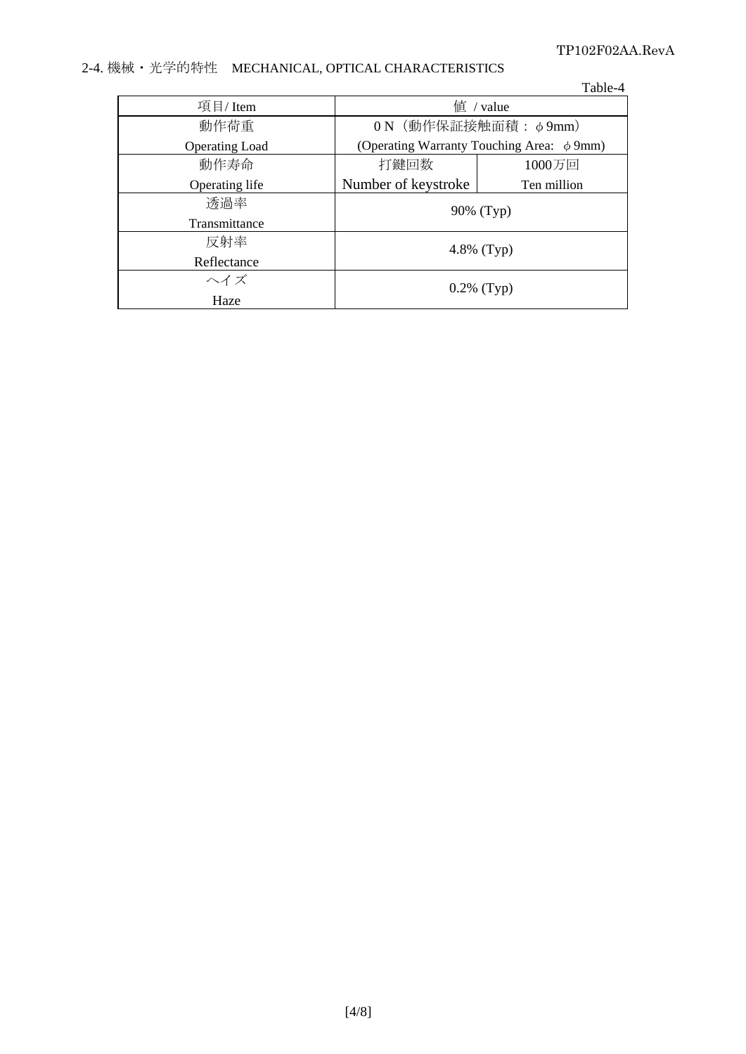## 2-4. 機械・光学的特性　MECHANICAL, OPTICAL CHARACTERISTICS

Table-4

| 項目/ Item | 値 / value | |
|---|---|---|
| 動作荷重<br>Operating Load | 0 N（動作保証接触面積：φ9mm）<br>(Operating Warranty Touching Area: φ9mm) | |
| 動作寿命<br>Operating life | 打鍵回数<br>Number of keystroke | 1000万回<br>Ten million |
| 透過率<br>Transmittance | 90% (Typ) | |
| 反射率<br>Reflectance | 4.8% (Typ) | |
| ヘイズ<br>Haze | 0.2% (Typ) | |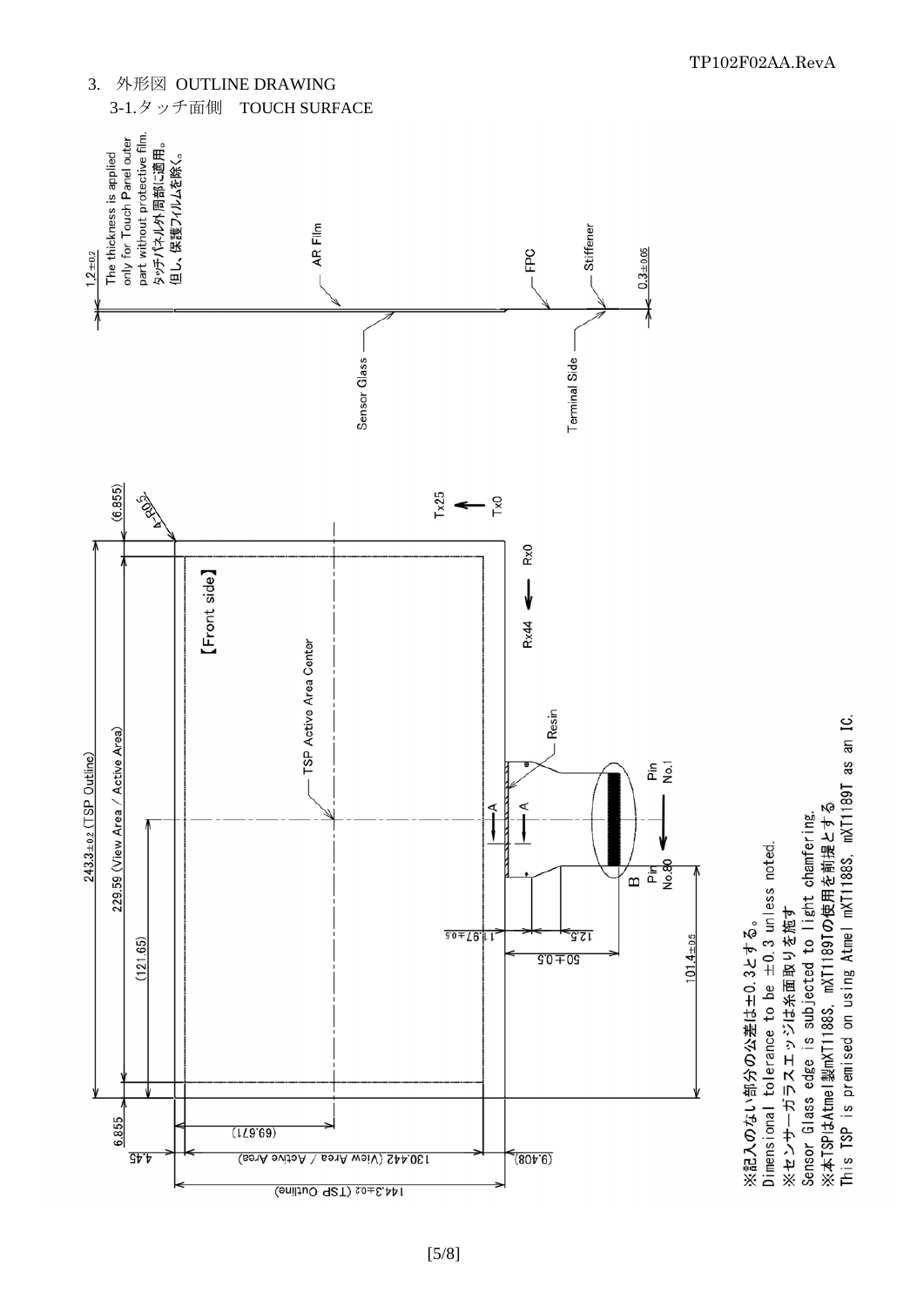## 3. 外形図 OUTLINE DRAWING

### 3-1.タッチ面側　TOUCH SURFACE

1.2±0.2
The thickness is applied only for Touch Panel outer part without protective film.
タッチパネル外周部に適用。
但し、保護フィルムを除く。

AR Film
FPC
Stiffener
0.3±0.05
Sensor Glass
Terminal Side

243.3±0.2 (TSP Outline)
229.59 (View Area / Active Area)
(121.65)
(6.855)
4-R0.5
【Front side】
TSP Active Area Center
Tx25
Tx0
Rx0
Rx44
Resin
A
A
Pin No.1
Pin No.80
B
11.97±0.5
12.5
50±0.5
101.4±0.5
6.855
4.45
(69.671)
130.442 (View Area / Active Area)
144.3±0.2 (TSP Outline)
(9.408)

※記入のない部分の公差は±0.3とする。
Dimensional tolerance to be ±0.3 unless noted.
※センサーガラスエッジは糸面取りを施す
Sensor Glass edge is subjected to light chamfering.
※本TSPはAtmel製mXT1188S, mXT1189Tの使用を前提とする
This TSP is premised on using Atmel mXT1188S, mXT1189T as an IC.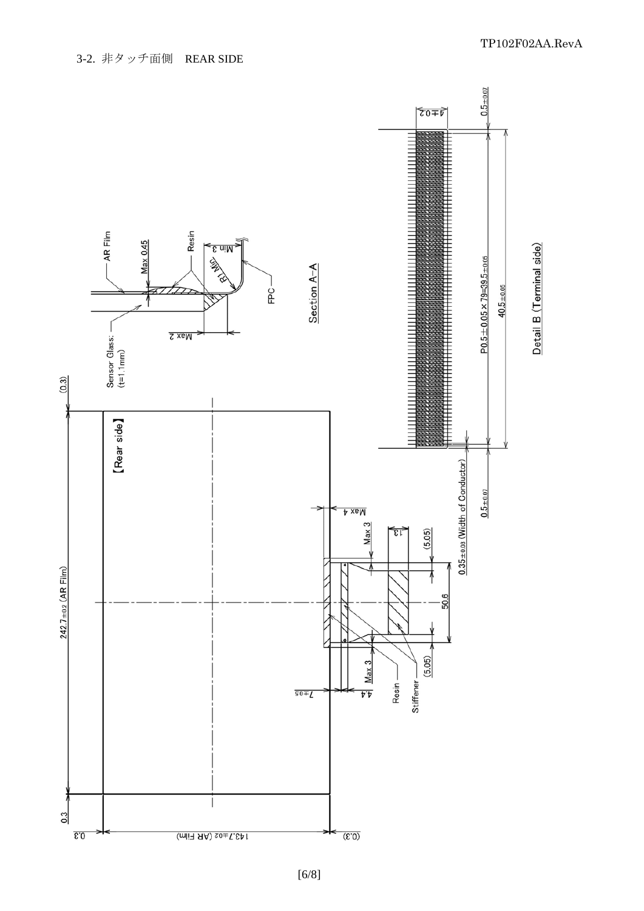3-2. 非タッチ面側　REAR SIDE

【Rear side】

242.7±0.2 (AR Film)

143.7±0.2 (AR Film)

0.3

(0.3)

Sensor Glass: (t=1.1mm)

AR Film

Max 0.45

Resin

R1 Min

Min 3

Max 2

FPC

Section A−A

Max 4

Max 3

13

(5.05)

50.6

(5.05)

Max 3

7±0.5

4.4

Resin

Stiffener

4±0.2

0.5±0.07

P0.5±0.05×79=39.5±0.05

40.5±0.05

0.35±0.03 (Width of Conductor)

0.5±0.07

Detail B (Terminal side)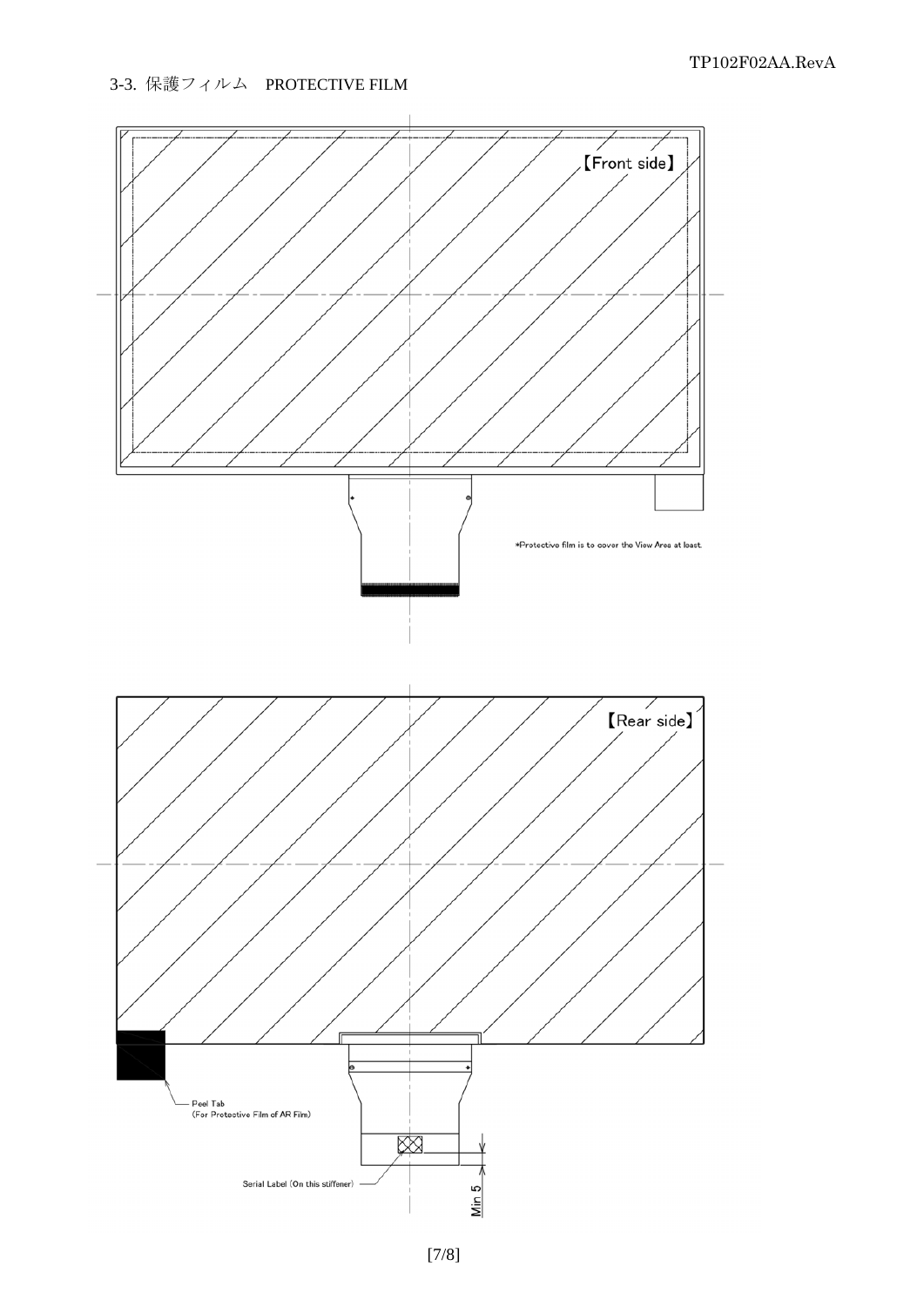## 3-3. 保護フィルム　PROTECTIVE FILM

【Front side】

*Protective film is to cover the View Area at least.

【Rear side】

Peel Tab
(For Protective Film of AR Film)

Serial Label (On this stiffener)

Min 5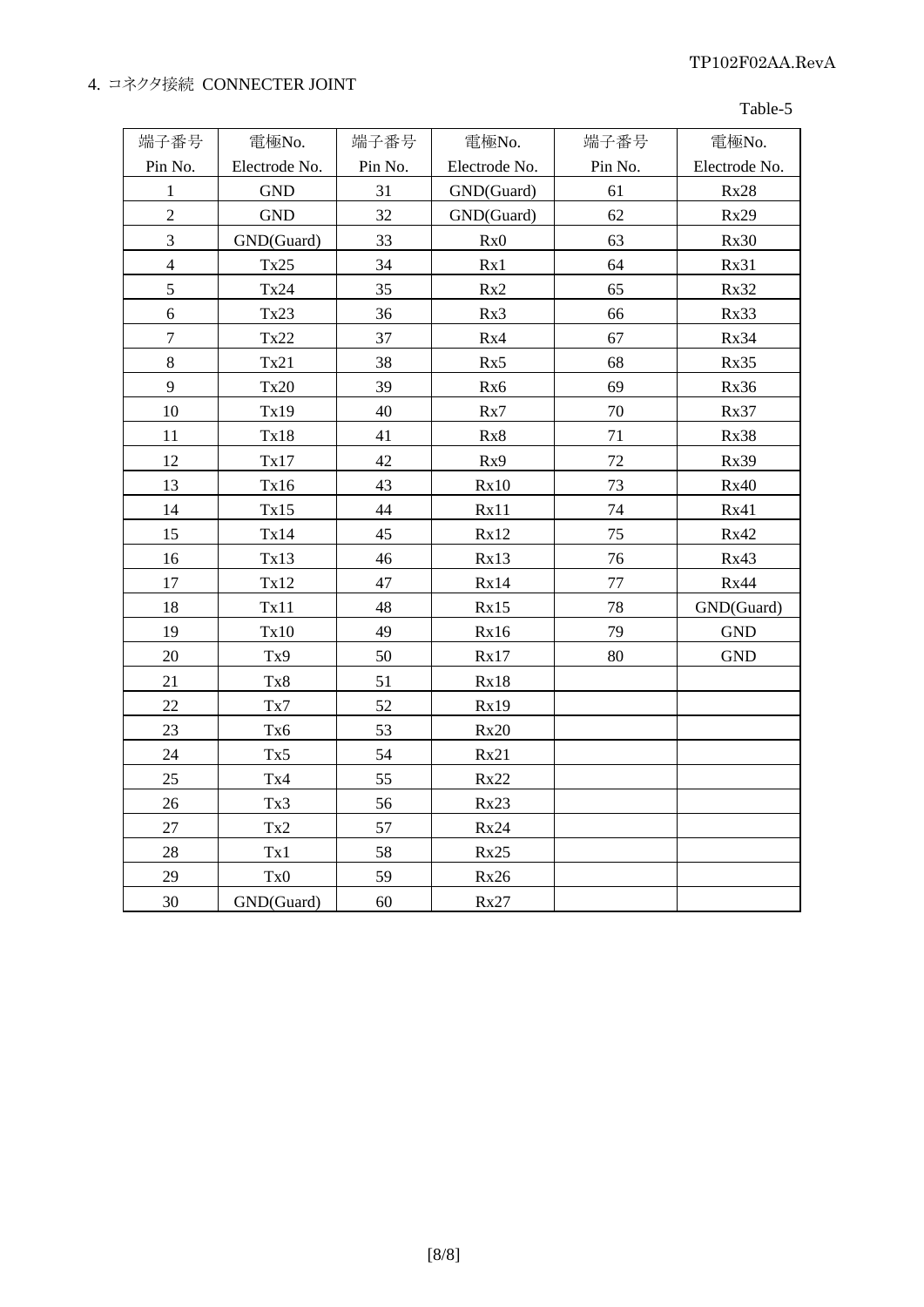## 4. コネクタ接続 CONNECTER JOINT

Table-5

| 端子番号<br>Pin No. | 電極No.<br>Electrode No. | 端子番号<br>Pin No. | 電極No.<br>Electrode No. | 端子番号<br>Pin No. | 電極No.<br>Electrode No. |
|---|---|---|---|---|---|
| 1 | GND | 31 | GND(Guard) | 61 | Rx28 |
| 2 | GND | 32 | GND(Guard) | 62 | Rx29 |
| 3 | GND(Guard) | 33 | Rx0 | 63 | Rx30 |
| 4 | Tx25 | 34 | Rx1 | 64 | Rx31 |
| 5 | Tx24 | 35 | Rx2 | 65 | Rx32 |
| 6 | Tx23 | 36 | Rx3 | 66 | Rx33 |
| 7 | Tx22 | 37 | Rx4 | 67 | Rx34 |
| 8 | Tx21 | 38 | Rx5 | 68 | Rx35 |
| 9 | Tx20 | 39 | Rx6 | 69 | Rx36 |
| 10 | Tx19 | 40 | Rx7 | 70 | Rx37 |
| 11 | Tx18 | 41 | Rx8 | 71 | Rx38 |
| 12 | Tx17 | 42 | Rx9 | 72 | Rx39 |
| 13 | Tx16 | 43 | Rx10 | 73 | Rx40 |
| 14 | Tx15 | 44 | Rx11 | 74 | Rx41 |
| 15 | Tx14 | 45 | Rx12 | 75 | Rx42 |
| 16 | Tx13 | 46 | Rx13 | 76 | Rx43 |
| 17 | Tx12 | 47 | Rx14 | 77 | Rx44 |
| 18 | Tx11 | 48 | Rx15 | 78 | GND(Guard) |
| 19 | Tx10 | 49 | Rx16 | 79 | GND |
| 20 | Tx9 | 50 | Rx17 | 80 | GND |
| 21 | Tx8 | 51 | Rx18 | | |
| 22 | Tx7 | 52 | Rx19 | | |
| 23 | Tx6 | 53 | Rx20 | | |
| 24 | Tx5 | 54 | Rx21 | | |
| 25 | Tx4 | 55 | Rx22 | | |
| 26 | Tx3 | 56 | Rx23 | | |
| 27 | Tx2 | 57 | Rx24 | | |
| 28 | Tx1 | 58 | Rx25 | | |
| 29 | Tx0 | 59 | Rx26 | | |
| 30 | GND(Guard) | 60 | Rx27 | | |